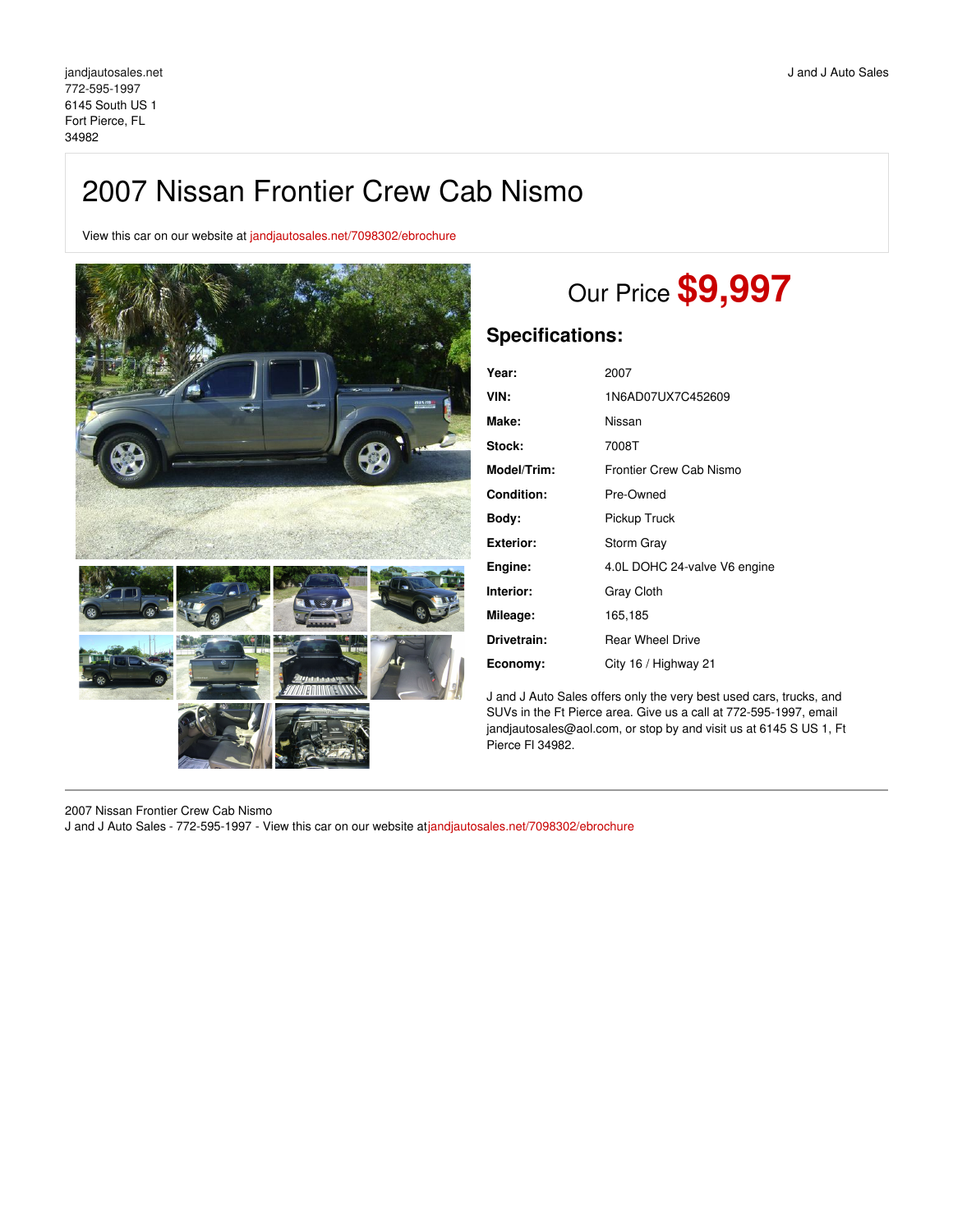jandjautosales.net
772-595-1997
6145 South US 1
Fort Pierce, FL
34982

J and J Auto Sales

# 2007 Nissan Frontier Crew Cab Nismo

View this car on our website at jandjautosales.net/7098302/ebrochure

## Our Price **$9,997**

### Specifications:

| | |
|---|---|
| **Year:** | 2007 |
| **VIN:** | 1N6AD07UX7C452609 |
| **Make:** | Nissan |
| **Stock:** | 7008T |
| **Model/Trim:** | Frontier Crew Cab Nismo |
| **Condition:** | Pre-Owned |
| **Body:** | Pickup Truck |
| **Exterior:** | Storm Gray |
| **Engine:** | 4.0L DOHC 24-valve V6 engine |
| **Interior:** | Gray Cloth |
| **Mileage:** | 165,185 |
| **Drivetrain:** | Rear Wheel Drive |
| **Economy:** | City 16 / Highway 21 |

J and J Auto Sales offers only the very best used cars, trucks, and SUVs in the Ft Pierce area. Give us a call at 772-595-1997, email jandjautosales@aol.com, or stop by and visit us at 6145 S US 1, Ft Pierce Fl 34982.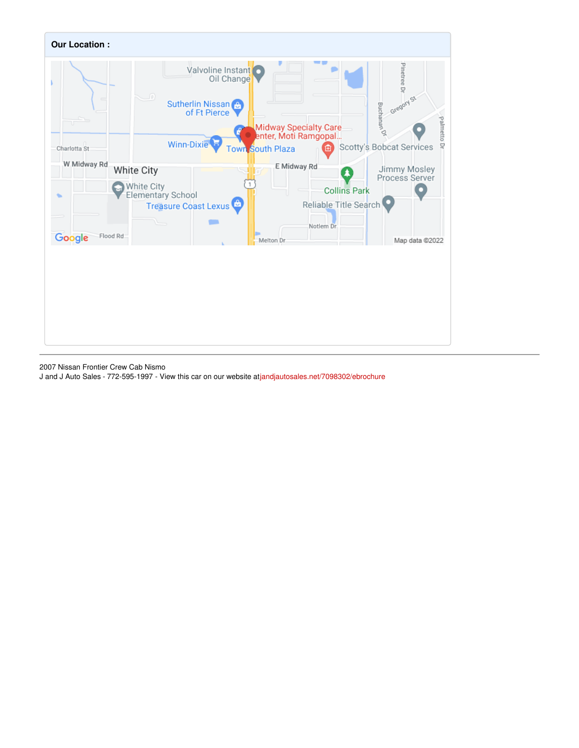**Our Location :**

2007 Nissan Frontier Crew Cab Nismo
J and J Auto Sales - 772-595-1997 - View this car on our website atjandjautosales.net/7098302/ebrochure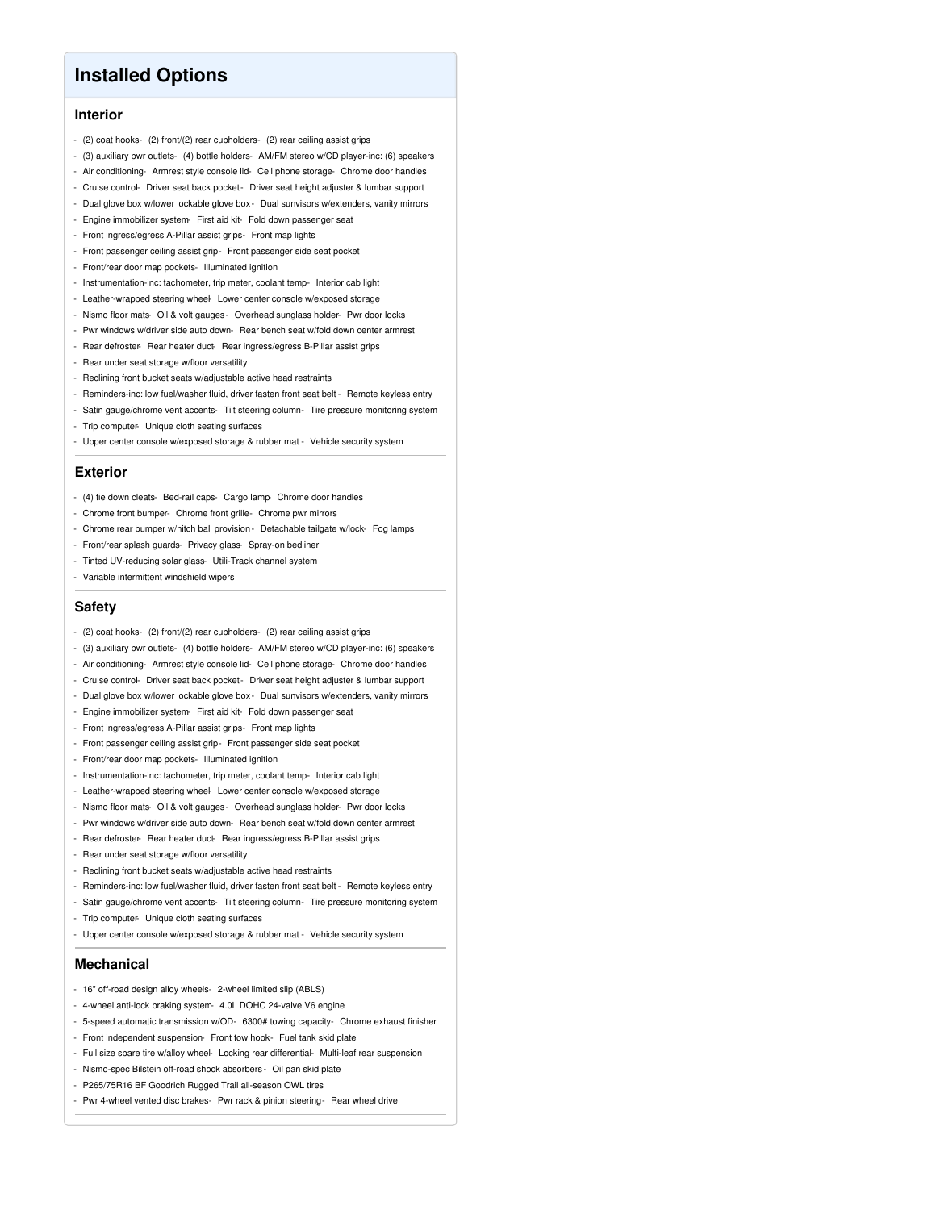# Installed Options

## Interior

- (2) coat hooks- (2) front/(2) rear cupholders- (2) rear ceiling assist grips
- (3) auxiliary pwr outlets- (4) bottle holders- AM/FM stereo w/CD player-inc: (6) speakers
- Air conditioning- Armrest style console lid- Cell phone storage- Chrome door handles
- Cruise control- Driver seat back pocket - Driver seat height adjuster & lumbar support
- Dual glove box w/lower lockable glove box - Dual sunvisors w/extenders, vanity mirrors
- Engine immobilizer system- First aid kit- Fold down passenger seat
- Front ingress/egress A-Pillar assist grips- Front map lights
- Front passenger ceiling assist grip- Front passenger side seat pocket
- Front/rear door map pockets- Illuminated ignition
- Instrumentation-inc: tachometer, trip meter, coolant temp- Interior cab light
- Leather-wrapped steering wheel- Lower center console w/exposed storage
- Nismo floor mats- Oil & volt gauges - Overhead sunglass holder- Pwr door locks
- Pwr windows w/driver side auto down- Rear bench seat w/fold down center armrest
- Rear defroster- Rear heater duct- Rear ingress/egress B-Pillar assist grips
- Rear under seat storage w/floor versatility
- Reclining front bucket seats w/adjustable active head restraints
- Reminders-inc: low fuel/washer fluid, driver fasten front seat belt - Remote keyless entry
- Satin gauge/chrome vent accents- Tilt steering column- Tire pressure monitoring system
- Trip computer- Unique cloth seating surfaces
- Upper center console w/exposed storage & rubber mat - Vehicle security system

## Exterior

- (4) tie down cleats- Bed-rail caps- Cargo lamp- Chrome door handles
- Chrome front bumper- Chrome front grille- Chrome pwr mirrors
- Chrome rear bumper w/hitch ball provision - Detachable tailgate w/lock- Fog lamps
- Front/rear splash guards- Privacy glass- Spray-on bedliner
- Tinted UV-reducing solar glass- Utili-Track channel system
- Variable intermittent windshield wipers

## Safety

- (2) coat hooks- (2) front/(2) rear cupholders- (2) rear ceiling assist grips
- (3) auxiliary pwr outlets- (4) bottle holders- AM/FM stereo w/CD player-inc: (6) speakers
- Air conditioning- Armrest style console lid- Cell phone storage- Chrome door handles
- Cruise control- Driver seat back pocket - Driver seat height adjuster & lumbar support
- Dual glove box w/lower lockable glove box - Dual sunvisors w/extenders, vanity mirrors
- Engine immobilizer system- First aid kit- Fold down passenger seat
- Front ingress/egress A-Pillar assist grips- Front map lights
- Front passenger ceiling assist grip- Front passenger side seat pocket
- Front/rear door map pockets- Illuminated ignition
- Instrumentation-inc: tachometer, trip meter, coolant temp- Interior cab light
- Leather-wrapped steering wheel- Lower center console w/exposed storage
- Nismo floor mats- Oil & volt gauges - Overhead sunglass holder- Pwr door locks
- Pwr windows w/driver side auto down- Rear bench seat w/fold down center armrest
- Rear defroster- Rear heater duct- Rear ingress/egress B-Pillar assist grips
- Rear under seat storage w/floor versatility
- Reclining front bucket seats w/adjustable active head restraints
- Reminders-inc: low fuel/washer fluid, driver fasten front seat belt - Remote keyless entry
- Satin gauge/chrome vent accents- Tilt steering column- Tire pressure monitoring system
- Trip computer- Unique cloth seating surfaces
- Upper center console w/exposed storage & rubber mat - Vehicle security system

## Mechanical

- 16" off-road design alloy wheels- 2-wheel limited slip (ABLS)
- 4-wheel anti-lock braking system- 4.0L DOHC 24-valve V6 engine
- 5-speed automatic transmission w/OD- 6300# towing capacity- Chrome exhaust finisher
- Front independent suspension- Front tow hook- Fuel tank skid plate
- Full size spare tire w/alloy wheel- Locking rear differential- Multi-leaf rear suspension
- Nismo-spec Bilstein off-road shock absorbers - Oil pan skid plate
- P265/75R16 BF Goodrich Rugged Trail all-season OWL tires
- Pwr 4-wheel vented disc brakes- Pwr rack & pinion steering- Rear wheel drive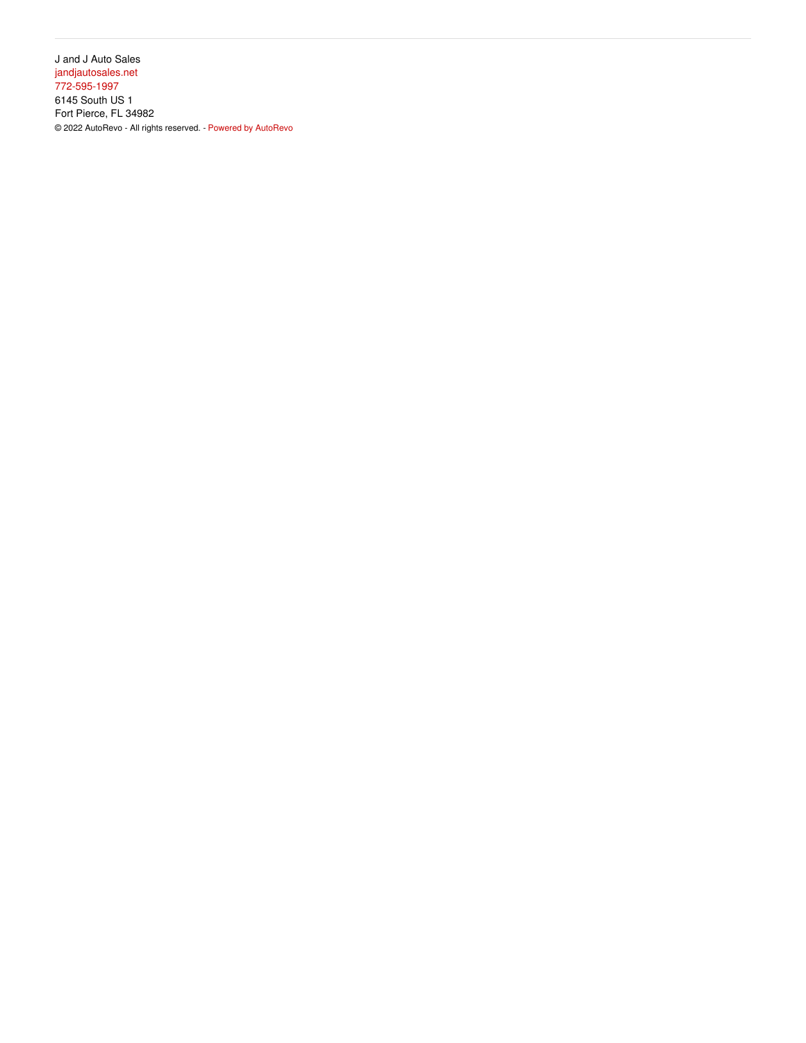J and J Auto Sales
jandjautosales.net
772-595-1997
6145 South US 1
Fort Pierce, FL 34982
© 2022 AutoRevo - All rights reserved. - Powered by AutoRevo